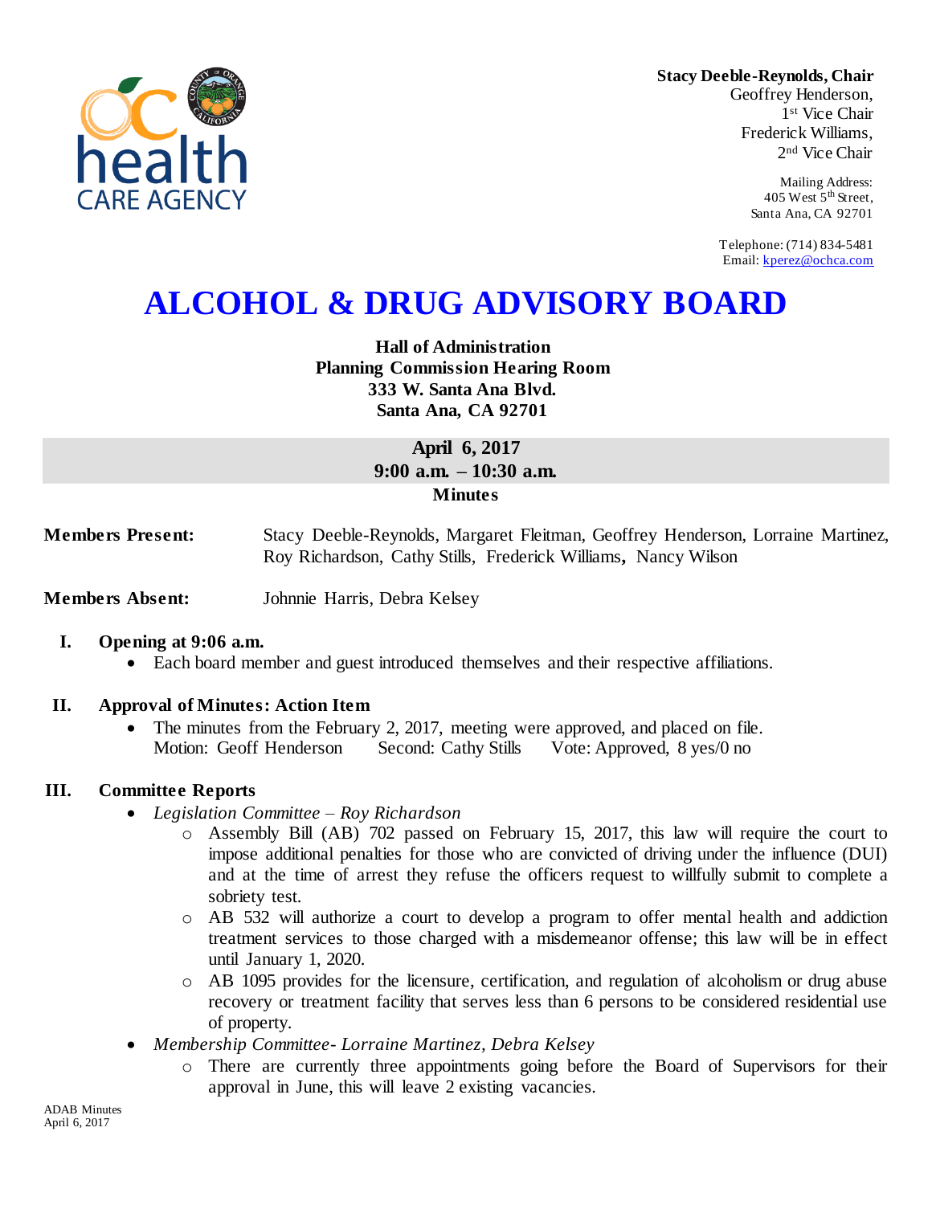**Stacy Deeble-Reynolds, Chair**
Geoffrey Henderson,
1st Vice Chair
Frederick Williams,
2nd Vice Chair

Mailing Address:
405 West 5th Street,
Santa Ana, CA 92701

Telephone: (714) 834-5481
Email: kperez@ochca.com

# ALCOHOL & DRUG ADVISORY BOARD

**Hall of Administration**
**Planning Commission Hearing Room**
**333 W. Santa Ana Blvd.**
**Santa Ana, CA 92701**

**April 6, 2017**
**9:00 a.m. – 10:30 a.m.**
**Minutes**

**Members Present:** Stacy Deeble-Reynolds, Margaret Fleitman, Geoffrey Henderson, Lorraine Martinez, Roy Richardson, Cathy Stills, Frederick Williams, Nancy Wilson

**Members Absent:** Johnnie Harris, Debra Kelsey

## I. Opening at 9:06 a.m.

- Each board member and guest introduced themselves and their respective affiliations.

## II. Approval of Minutes: Action Item

- The minutes from the February 2, 2017, meeting were approved, and placed on file.
  Motion: Geoff Henderson Second: Cathy Stills Vote: Approved, 8 yes/0 no

## III. Committee Reports

- *Legislation Committee – Roy Richardson*
  - Assembly Bill (AB) 702 passed on February 15, 2017, this law will require the court to impose additional penalties for those who are convicted of driving under the influence (DUI) and at the time of arrest they refuse the officers request to willfully submit to complete a sobriety test.
  - AB 532 will authorize a court to develop a program to offer mental health and addiction treatment services to those charged with a misdemeanor offense; this law will be in effect until January 1, 2020.
  - AB 1095 provides for the licensure, certification, and regulation of alcoholism or drug abuse recovery or treatment facility that serves less than 6 persons to be considered residential use of property.
- *Membership Committee- Lorraine Martinez, Debra Kelsey*
  - There are currently three appointments going before the Board of Supervisors for their approval in June, this will leave 2 existing vacancies.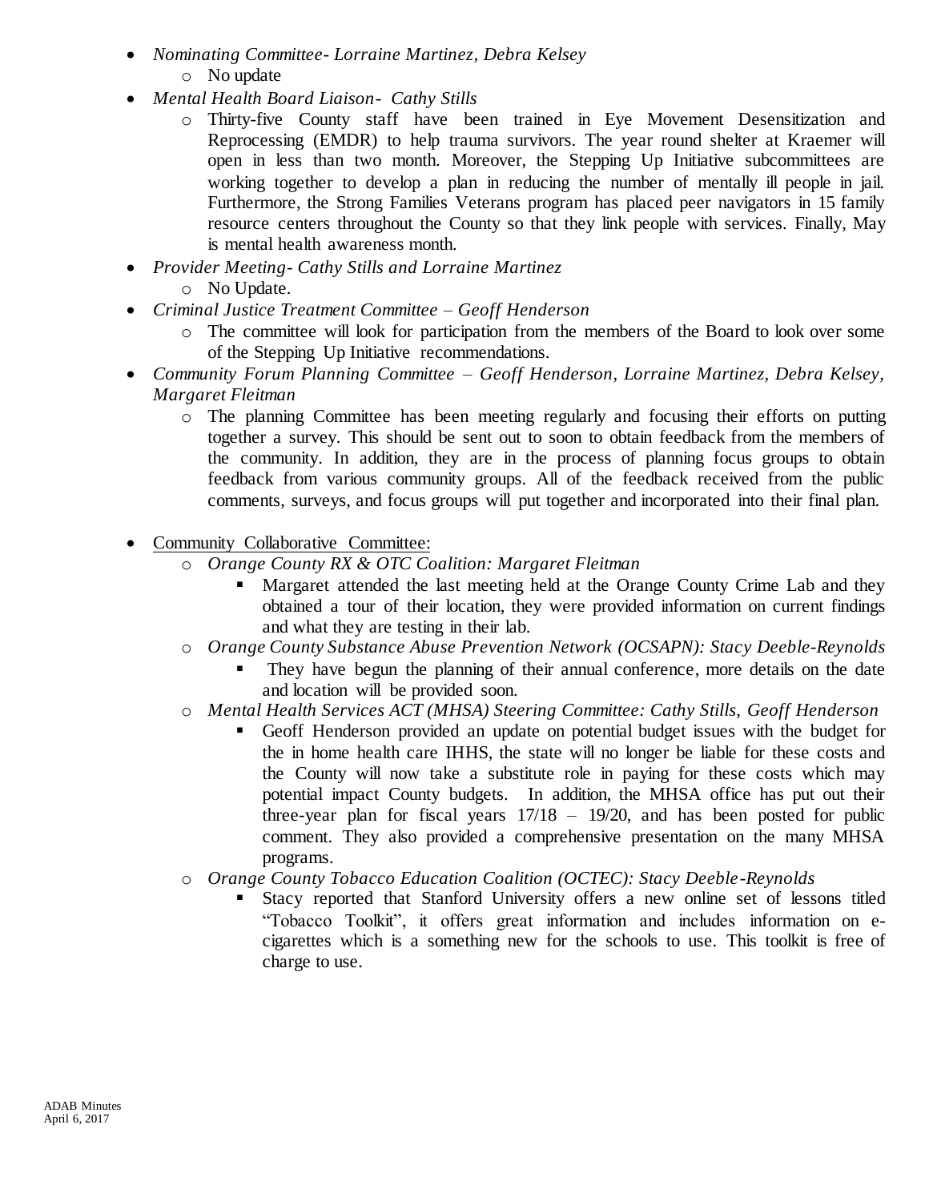- *Nominating Committee- Lorraine Martinez, Debra Kelsey*
    - No update
- *Mental Health Board Liaison- Cathy Stills*
    - Thirty-five County staff have been trained in Eye Movement Desensitization and Reprocessing (EMDR) to help trauma survivors. The year round shelter at Kraemer will open in less than two month. Moreover, the Stepping Up Initiative subcommittees are working together to develop a plan in reducing the number of mentally ill people in jail. Furthermore, the Strong Families Veterans program has placed peer navigators in 15 family resource centers throughout the County so that they link people with services. Finally, May is mental health awareness month.
- *Provider Meeting- Cathy Stills and Lorraine Martinez*
    - No Update.
- *Criminal Justice Treatment Committee – Geoff Henderson*
    - The committee will look for participation from the members of the Board to look over some of the Stepping Up Initiative recommendations.
- *Community Forum Planning Committee – Geoff Henderson, Lorraine Martinez, Debra Kelsey, Margaret Fleitman*
    - The planning Committee has been meeting regularly and focusing their efforts on putting together a survey. This should be sent out to soon to obtain feedback from the members of the community. In addition, they are in the process of planning focus groups to obtain feedback from various community groups. All of the feedback received from the public comments, surveys, and focus groups will put together and incorporated into their final plan.

- <u>Community Collaborative Committee:</u>
    - *Orange County RX & OTC Coalition: Margaret Fleitman*
        - Margaret attended the last meeting held at the Orange County Crime Lab and they obtained a tour of their location, they were provided information on current findings and what they are testing in their lab.
    - *Orange County Substance Abuse Prevention Network (OCSAPN): Stacy Deeble-Reynolds*
        - They have begun the planning of their annual conference, more details on the date and location will be provided soon.
    - *Mental Health Services ACT (MHSA) Steering Committee: Cathy Stills, Geoff Henderson*
        - Geoff Henderson provided an update on potential budget issues with the budget for the in home health care IHHS, the state will no longer be liable for these costs and the County will now take a substitute role in paying for these costs which may potential impact County budgets. In addition, the MHSA office has put out their three-year plan for fiscal years 17/18 – 19/20, and has been posted for public comment. They also provided a comprehensive presentation on the many MHSA programs.
    - *Orange County Tobacco Education Coalition (OCTEC): Stacy Deeble-Reynolds*
        - Stacy reported that Stanford University offers a new online set of lessons titled "Tobacco Toolkit", it offers great information and includes information on e-cigarettes which is a something new for the schools to use. This toolkit is free of charge to use.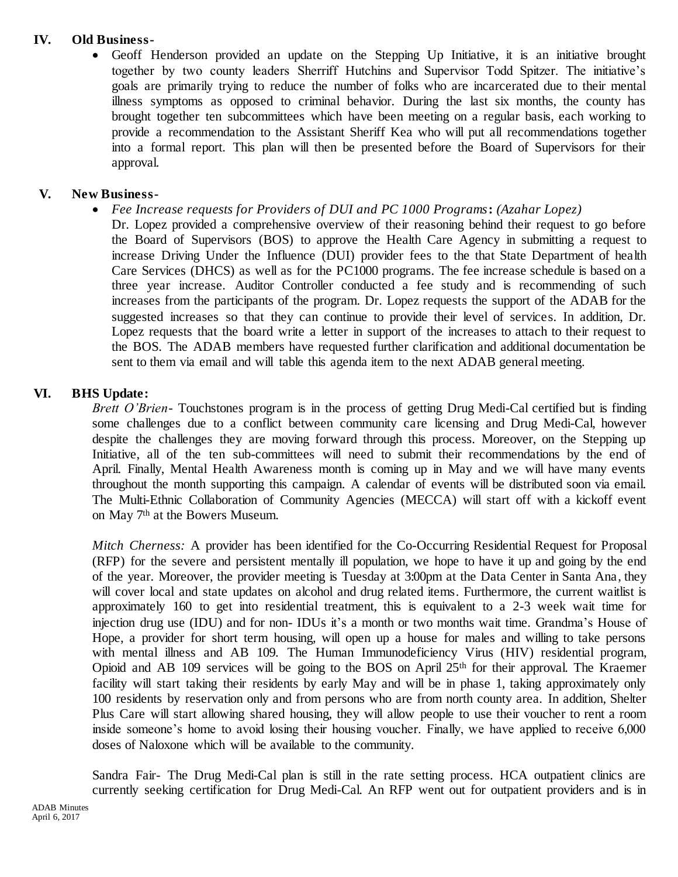## IV. Old Business-

- Geoff Henderson provided an update on the Stepping Up Initiative, it is an initiative brought together by two county leaders Sherriff Hutchins and Supervisor Todd Spitzer. The initiative's goals are primarily trying to reduce the number of folks who are incarcerated due to their mental illness symptoms as opposed to criminal behavior. During the last six months, the county has brought together ten subcommittees which have been meeting on a regular basis, each working to provide a recommendation to the Assistant Sheriff Kea who will put all recommendations together into a formal report. This plan will then be presented before the Board of Supervisors for their approval.

## V. New Business-

- *Fee Increase requests for Providers of DUI and PC 1000 Programs***:** *(Azahar Lopez)*

  Dr. Lopez provided a comprehensive overview of their reasoning behind their request to go before the Board of Supervisors (BOS) to approve the Health Care Agency in submitting a request to increase Driving Under the Influence (DUI) provider fees to the that State Department of health Care Services (DHCS) as well as for the PC1000 programs. The fee increase schedule is based on a three year increase. Auditor Controller conducted a fee study and is recommending of such increases from the participants of the program. Dr. Lopez requests the support of the ADAB for the suggested increases so that they can continue to provide their level of services. In addition, Dr. Lopez requests that the board write a letter in support of the increases to attach to their request to the BOS. The ADAB members have requested further clarification and additional documentation be sent to them via email and will table this agenda item to the next ADAB general meeting.

## VI. BHS Update:

*Brett O'Brien*- Touchstones program is in the process of getting Drug Medi-Cal certified but is finding some challenges due to a conflict between community care licensing and Drug Medi-Cal, however despite the challenges they are moving forward through this process. Moreover, on the Stepping up Initiative, all of the ten sub-committees will need to submit their recommendations by the end of April. Finally, Mental Health Awareness month is coming up in May and we will have many events throughout the month supporting this campaign. A calendar of events will be distributed soon via email. The Multi-Ethnic Collaboration of Community Agencies (MECCA) will start off with a kickoff event on May 7th at the Bowers Museum.

*Mitch Cherness:* A provider has been identified for the Co-Occurring Residential Request for Proposal (RFP) for the severe and persistent mentally ill population, we hope to have it up and going by the end of the year. Moreover, the provider meeting is Tuesday at 3:00pm at the Data Center in Santa Ana, they will cover local and state updates on alcohol and drug related items. Furthermore, the current waitlist is approximately 160 to get into residential treatment, this is equivalent to a 2-3 week wait time for injection drug use (IDU) and for non- IDUs it's a month or two months wait time. Grandma's House of Hope, a provider for short term housing, will open up a house for males and willing to take persons with mental illness and AB 109. The Human Immunodeficiency Virus (HIV) residential program, Opioid and AB 109 services will be going to the BOS on April 25th for their approval. The Kraemer facility will start taking their residents by early May and will be in phase 1, taking approximately only 100 residents by reservation only and from persons who are from north county area. In addition, Shelter Plus Care will start allowing shared housing, they will allow people to use their voucher to rent a room inside someone's home to avoid losing their housing voucher. Finally, we have applied to receive 6,000 doses of Naloxone which will be available to the community.

Sandra Fair- The Drug Medi-Cal plan is still in the rate setting process. HCA outpatient clinics are currently seeking certification for Drug Medi-Cal. An RFP went out for outpatient providers and is in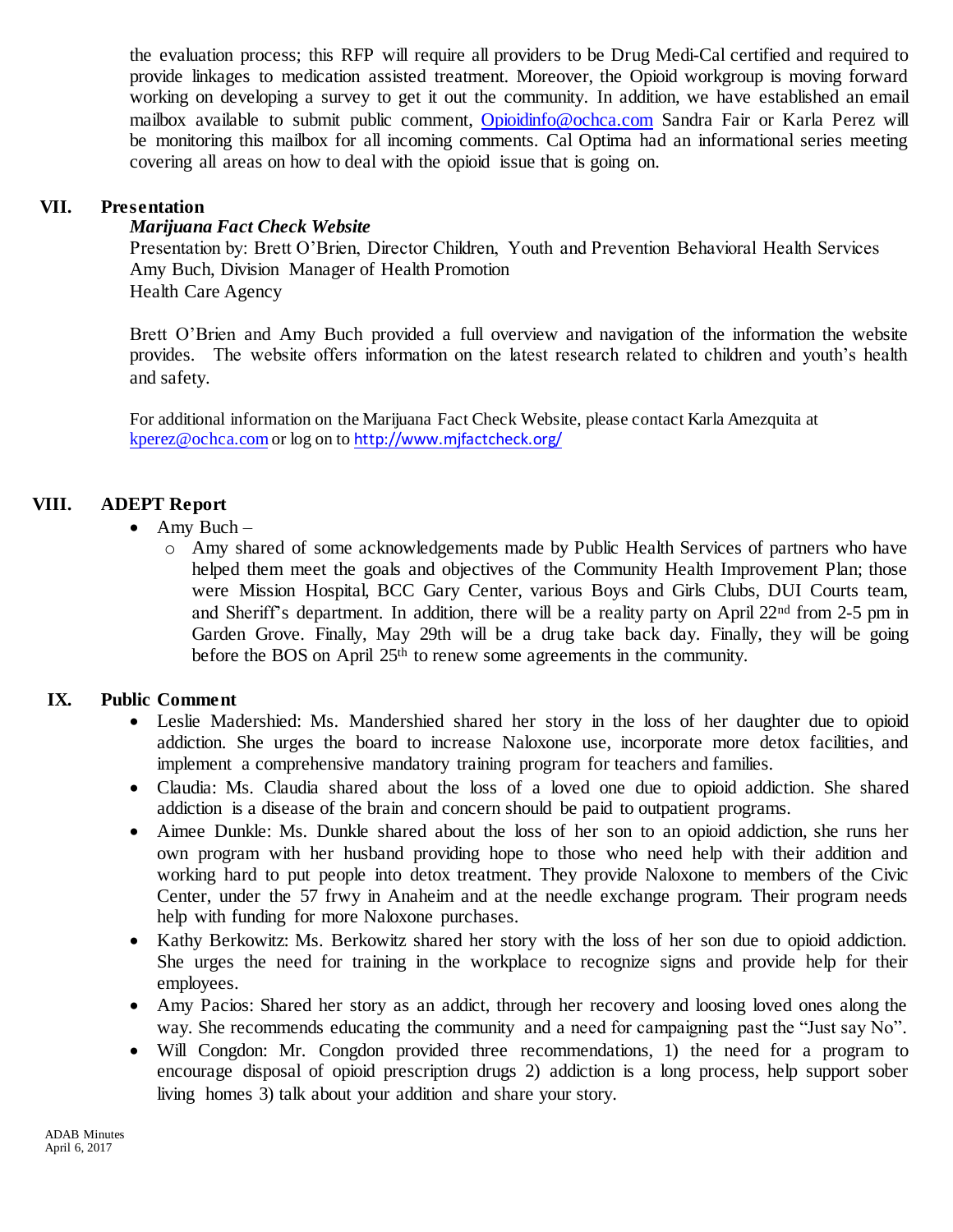the evaluation process; this RFP will require all providers to be Drug Medi-Cal certified and required to provide linkages to medication assisted treatment. Moreover, the Opioid workgroup is moving forward working on developing a survey to get it out the community. In addition, we have established an email mailbox available to submit public comment, Opioidinfo@ochca.com Sandra Fair or Karla Perez will be monitoring this mailbox for all incoming comments. Cal Optima had an informational series meeting covering all areas on how to deal with the opioid issue that is going on.

## VII. Presentation

***Marijuana Fact Check Website***

Presentation by: Brett O'Brien, Director Children, Youth and Prevention Behavioral Health Services
Amy Buch, Division Manager of Health Promotion
Health Care Agency

Brett O'Brien and Amy Buch provided a full overview and navigation of the information the website provides. The website offers information on the latest research related to children and youth's health and safety.

For additional information on the Marijuana Fact Check Website, please contact Karla Amezquita at kperez@ochca.com or log on to http://www.mjfactcheck.org/

## VIII. ADEPT Report

- Amy Buch –
  - Amy shared of some acknowledgements made by Public Health Services of partners who have helped them meet the goals and objectives of the Community Health Improvement Plan; those were Mission Hospital, BCC Gary Center, various Boys and Girls Clubs, DUI Courts team, and Sheriff's department. In addition, there will be a reality party on April 22nd from 2-5 pm in Garden Grove. Finally, May 29th will be a drug take back day. Finally, they will be going before the BOS on April 25th to renew some agreements in the community.

## IX. Public Comment

- Leslie Madershied: Ms. Mandershied shared her story in the loss of her daughter due to opioid addiction. She urges the board to increase Naloxone use, incorporate more detox facilities, and implement a comprehensive mandatory training program for teachers and families.
- Claudia: Ms. Claudia shared about the loss of a loved one due to opioid addiction. She shared addiction is a disease of the brain and concern should be paid to outpatient programs.
- Aimee Dunkle: Ms. Dunkle shared about the loss of her son to an opioid addiction, she runs her own program with her husband providing hope to those who need help with their addition and working hard to put people into detox treatment. They provide Naloxone to members of the Civic Center, under the 57 frwy in Anaheim and at the needle exchange program. Their program needs help with funding for more Naloxone purchases.
- Kathy Berkowitz: Ms. Berkowitz shared her story with the loss of her son due to opioid addiction. She urges the need for training in the workplace to recognize signs and provide help for their employees.
- Amy Pacios: Shared her story as an addict, through her recovery and loosing loved ones along the way. She recommends educating the community and a need for campaigning past the "Just say No".
- Will Congdon: Mr. Congdon provided three recommendations, 1) the need for a program to encourage disposal of opioid prescription drugs 2) addiction is a long process, help support sober living homes 3) talk about your addition and share your story.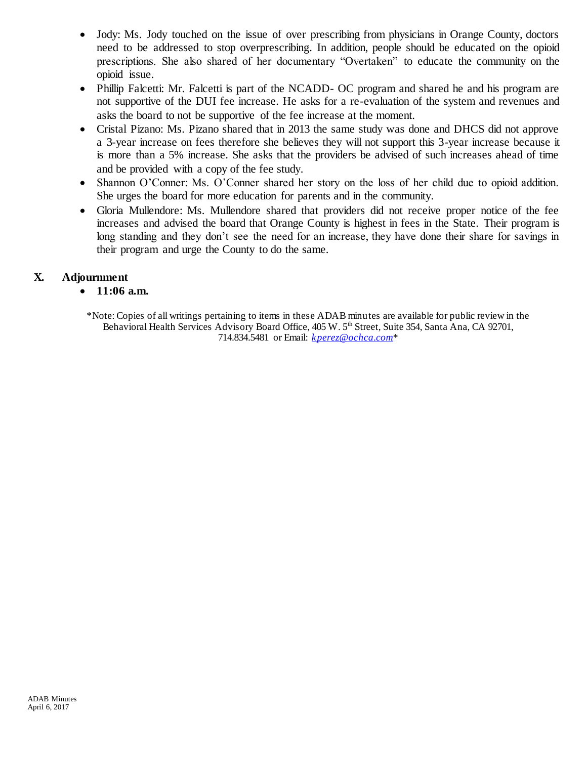- Jody: Ms. Jody touched on the issue of over prescribing from physicians in Orange County, doctors need to be addressed to stop overprescribing. In addition, people should be educated on the opioid prescriptions. She also shared of her documentary "Overtaken" to educate the community on the opioid issue.
- Phillip Falcetti: Mr. Falcetti is part of the NCADD- OC program and shared he and his program are not supportive of the DUI fee increase. He asks for a re-evaluation of the system and revenues and asks the board to not be supportive of the fee increase at the moment.
- Cristal Pizano: Ms. Pizano shared that in 2013 the same study was done and DHCS did not approve a 3-year increase on fees therefore she believes they will not support this 3-year increase because it is more than a 5% increase. She asks that the providers be advised of such increases ahead of time and be provided with a copy of the fee study.
- Shannon O'Conner: Ms. O'Conner shared her story on the loss of her child due to opioid addition. She urges the board for more education for parents and in the community.
- Gloria Mullendore: Ms. Mullendore shared that providers did not receive proper notice of the fee increases and advised the board that Orange County is highest in fees in the State. Their program is long standing and they don't see the need for an increase, they have done their share for savings in their program and urge the County to do the same.

## X. Adjournment

- **11:06 a.m.**

*Note: Copies of all writings pertaining to items in these ADAB minutes are available for public review in the Behavioral Health Services Advisory Board Office, 405 W. 5th Street, Suite 354, Santa Ana, CA 92701, 714.834.5481 or Email: *kperez@ochca.com**